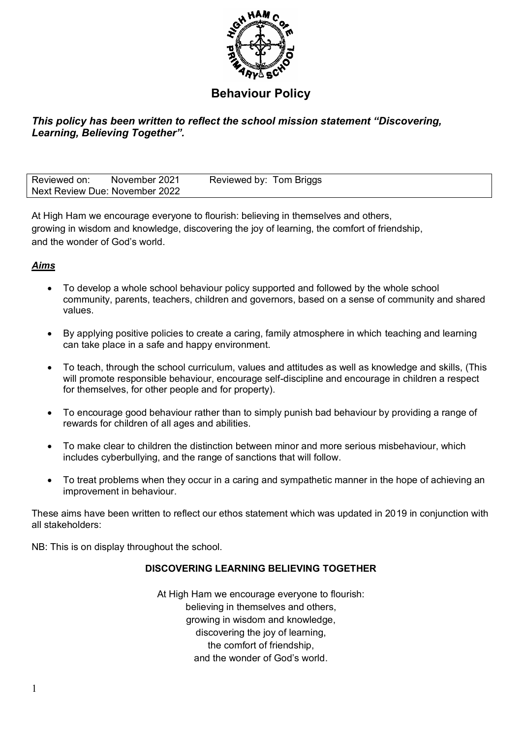# Behaviour Policy

***This policy has been written to reflect the school mission statement "Discovering, Learning, Believing Together".***

| Reviewed on: November 2021 | Reviewed by: Tom Briggs |
|---|---|
| Next Review Due: November 2022 | |

At High Ham we encourage everyone to flourish: believing in themselves and others, growing in wisdom and knowledge, discovering the joy of learning, the comfort of friendship, and the wonder of God's world.

## ***Aims***

- To develop a whole school behaviour policy supported and followed by the whole school community, parents, teachers, children and governors, based on a sense of community and shared values.
- By applying positive policies to create a caring, family atmosphere in which teaching and learning can take place in a safe and happy environment.
- To teach, through the school curriculum, values and attitudes as well as knowledge and skills, (This will promote responsible behaviour, encourage self-discipline and encourage in children a respect for themselves, for other people and for property).
- To encourage good behaviour rather than to simply punish bad behaviour by providing a range of rewards for children of all ages and abilities.
- To make clear to children the distinction between minor and more serious misbehaviour, which includes cyberbullying, and the range of sanctions that will follow.
- To treat problems when they occur in a caring and sympathetic manner in the hope of achieving an improvement in behaviour.

These aims have been written to reflect our ethos statement which was updated in 2019 in conjunction with all stakeholders:

NB: This is on display throughout the school.

**DISCOVERING LEARNING BELIEVING TOGETHER**

At High Ham we encourage everyone to flourish:
believing in themselves and others,
growing in wisdom and knowledge,
discovering the joy of learning,
the comfort of friendship,
and the wonder of God's world.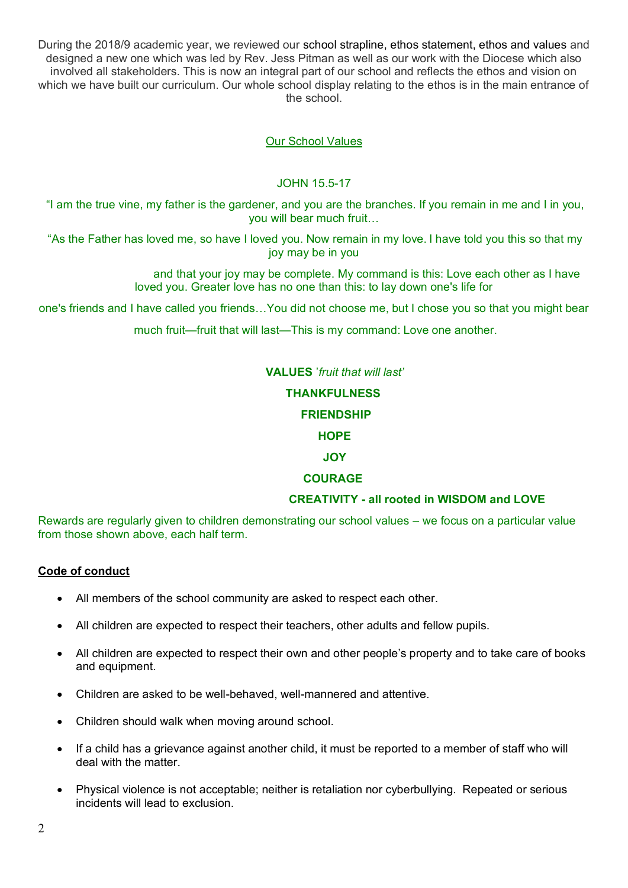During the 2018/9 academic year, we reviewed our school strapline, ethos statement, ethos and values and designed a new one which was led by Rev. Jess Pitman as well as our work with the Diocese which also involved all stakeholders. This is now an integral part of our school and reflects the ethos and vision on which we have built our curriculum. Our whole school display relating to the ethos is in the main entrance of the school.

## Our School Values

JOHN 15.5-17

“I am the true vine, my father is the gardener, and you are the branches. If you remain in me and I in you, you will bear much fruit…

“As the Father has loved me, so have I loved you. Now remain in my love. I have told you this so that my joy may be in you

and that your joy may be complete. My command is this: Love each other as I have loved you. Greater love has no one than this: to lay down one's life for

one's friends and I have called you friends…You did not choose me, but I chose you so that you might bear

much fruit—fruit that will last—This is my command: Love one another.

**VALUES** ’*fruit that will last’*

**THANKFULNESS**

**FRIENDSHIP**

**HOPE**

**JOY**

**COURAGE**

**CREATIVITY - all rooted in WISDOM and LOVE**

Rewards are regularly given to children demonstrating our school values – we focus on a particular value from those shown above, each half term.

## Code of conduct

- All members of the school community are asked to respect each other.
- All children are expected to respect their teachers, other adults and fellow pupils.
- All children are expected to respect their own and other people’s property and to take care of books and equipment.
- Children are asked to be well-behaved, well-mannered and attentive.
- Children should walk when moving around school.
- If a child has a grievance against another child, it must be reported to a member of staff who will deal with the matter.
- Physical violence is not acceptable; neither is retaliation nor cyberbullying. Repeated or serious incidents will lead to exclusion.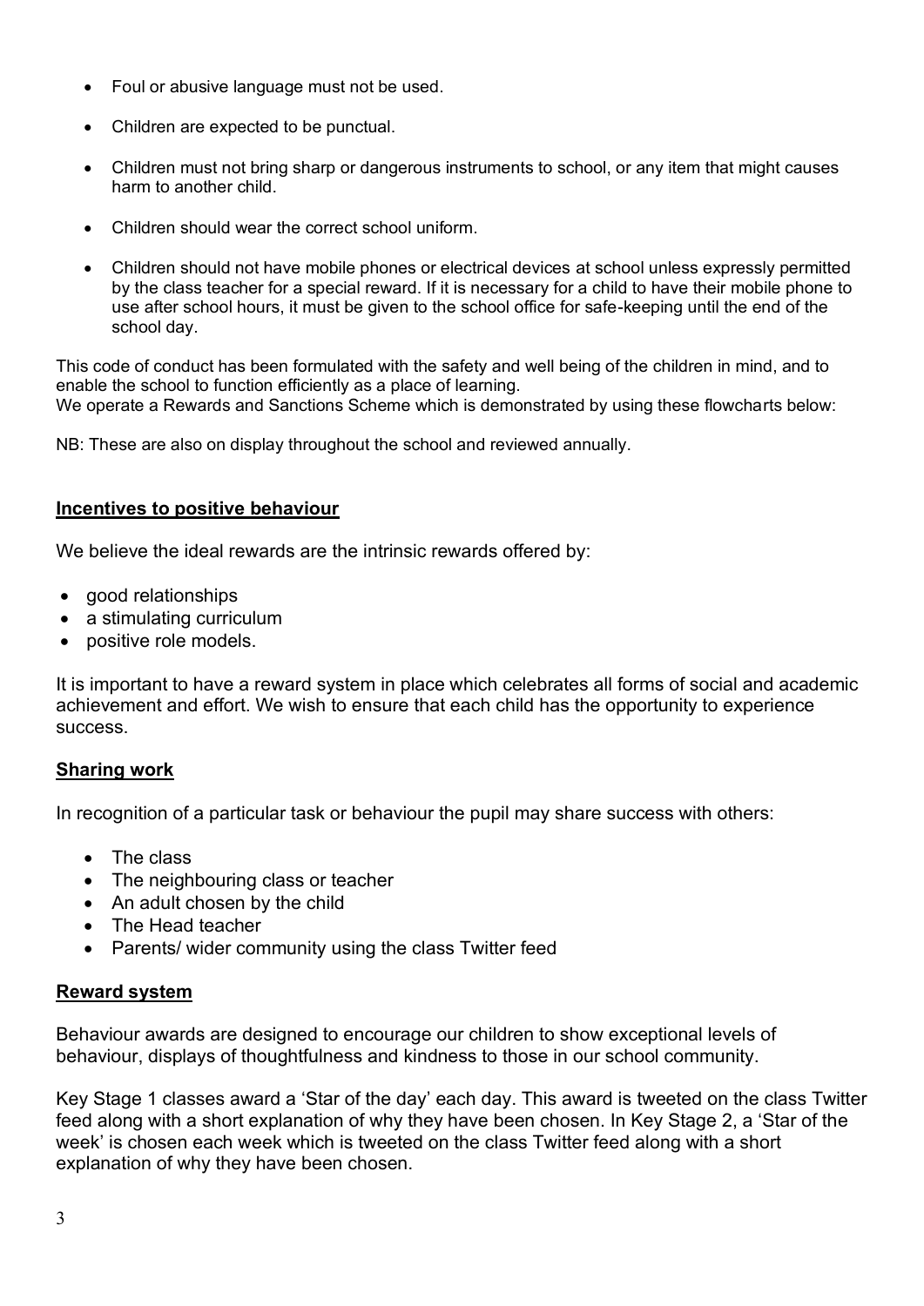- Foul or abusive language must not be used.
- Children are expected to be punctual.
- Children must not bring sharp or dangerous instruments to school, or any item that might causes harm to another child.
- Children should wear the correct school uniform.
- Children should not have mobile phones or electrical devices at school unless expressly permitted by the class teacher for a special reward. If it is necessary for a child to have their mobile phone to use after school hours, it must be given to the school office for safe-keeping until the end of the school day.

This code of conduct has been formulated with the safety and well being of the children in mind, and to enable the school to function efficiently as a place of learning.
We operate a Rewards and Sanctions Scheme which is demonstrated by using these flowcharts below:

NB: These are also on display throughout the school and reviewed annually.

## Incentives to positive behaviour

We believe the ideal rewards are the intrinsic rewards offered by:

- good relationships
- a stimulating curriculum
- positive role models.

It is important to have a reward system in place which celebrates all forms of social and academic achievement and effort. We wish to ensure that each child has the opportunity to experience success.

## Sharing work

In recognition of a particular task or behaviour the pupil may share success with others:

- The class
- The neighbouring class or teacher
- An adult chosen by the child
- The Head teacher
- Parents/ wider community using the class Twitter feed

## Reward system

Behaviour awards are designed to encourage our children to show exceptional levels of behaviour, displays of thoughtfulness and kindness to those in our school community.

Key Stage 1 classes award a 'Star of the day' each day. This award is tweeted on the class Twitter feed along with a short explanation of why they have been chosen. In Key Stage 2, a 'Star of the week' is chosen each week which is tweeted on the class Twitter feed along with a short explanation of why they have been chosen.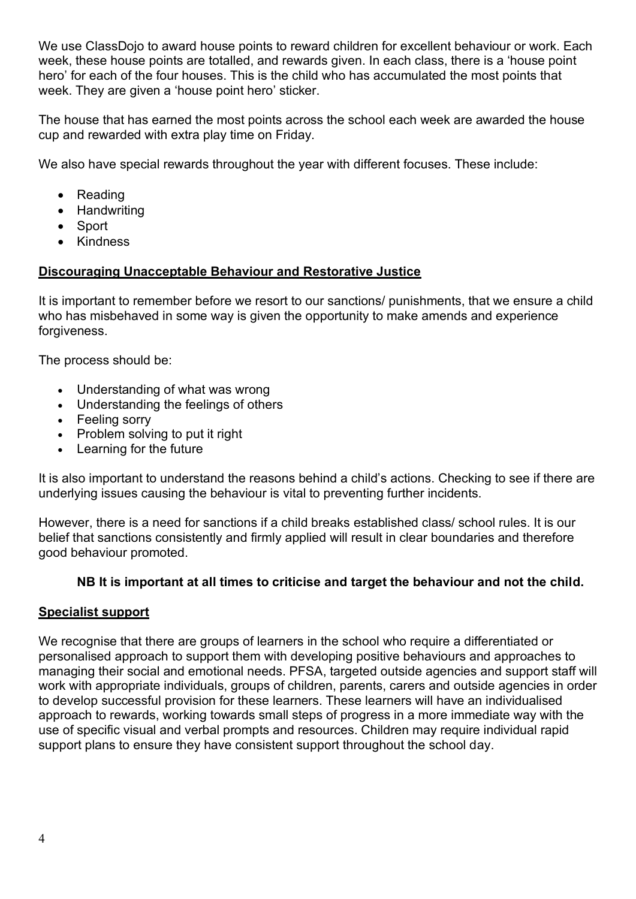We use ClassDojo to award house points to reward children for excellent behaviour or work. Each week, these house points are totalled, and rewards given. In each class, there is a 'house point hero' for each of the four houses. This is the child who has accumulated the most points that week. They are given a 'house point hero' sticker.

The house that has earned the most points across the school each week are awarded the house cup and rewarded with extra play time on Friday.

We also have special rewards throughout the year with different focuses. These include:

- Reading
- Handwriting
- Sport
- Kindness

## Discouraging Unacceptable Behaviour and Restorative Justice

It is important to remember before we resort to our sanctions/ punishments, that we ensure a child who has misbehaved in some way is given the opportunity to make amends and experience forgiveness.

The process should be:

- Understanding of what was wrong
- Understanding the feelings of others
- Feeling sorry
- Problem solving to put it right
- Learning for the future

It is also important to understand the reasons behind a child's actions. Checking to see if there are underlying issues causing the behaviour is vital to preventing further incidents.

However, there is a need for sanctions if a child breaks established class/ school rules. It is our belief that sanctions consistently and firmly applied will result in clear boundaries and therefore good behaviour promoted.

**NB It is important at all times to criticise and target the behaviour and not the child.**

## Specialist support

We recognise that there are groups of learners in the school who require a differentiated or personalised approach to support them with developing positive behaviours and approaches to managing their social and emotional needs. PFSA, targeted outside agencies and support staff will work with appropriate individuals, groups of children, parents, carers and outside agencies in order to develop successful provision for these learners. These learners will have an individualised approach to rewards, working towards small steps of progress in a more immediate way with the use of specific visual and verbal prompts and resources. Children may require individual rapid support plans to ensure they have consistent support throughout the school day.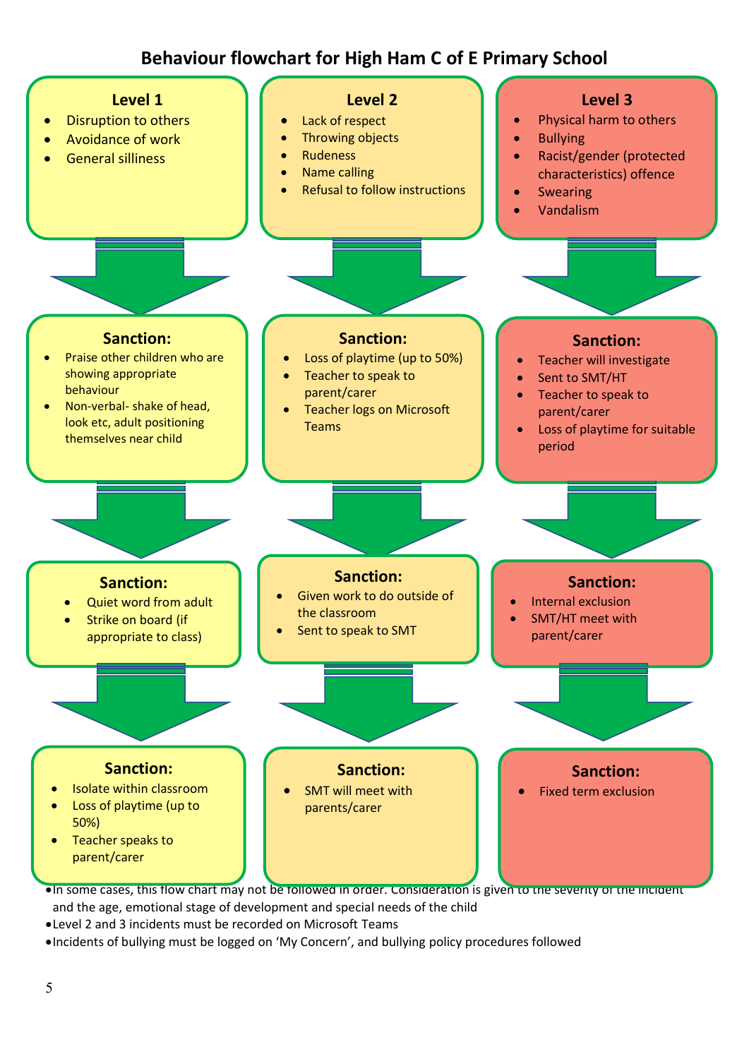# Behaviour flowchart for High Ham C of E Primary School

## Level 1

- Disruption to others
- Avoidance of work
- General silliness

**Sanction:**

- Praise other children who are showing appropriate behaviour
- Non-verbal- shake of head, look etc, adult positioning themselves near child

**Sanction:**

- Quiet word from adult
- Strike on board (if appropriate to class)

**Sanction:**

- Isolate within classroom
- Loss of playtime (up to 50%)
- Teacher speaks to parent/carer

## Level 2

- Lack of respect
- Throwing objects
- Rudeness
- Name calling
- Refusal to follow instructions

**Sanction:**

- Loss of playtime (up to 50%)
- Teacher to speak to parent/carer
- Teacher logs on Microsoft Teams

**Sanction:**

- Given work to do outside of the classroom
- Sent to speak to SMT

**Sanction:**

- SMT will meet with parents/carer

## Level 3

- Physical harm to others
- Bullying
- Racist/gender (protected characteristics) offence
- Swearing
- Vandalism

**Sanction:**

- Teacher will investigate
- Sent to SMT/HT
- Teacher to speak to parent/carer
- Loss of playtime for suitable period

**Sanction:**

- Internal exclusion
- SMT/HT meet with parent/carer

**Sanction:**

- Fixed term exclusion

---

- In some cases, this flow chart may not be followed in order. Consideration is given to the severity of the incident and the age, emotional stage of development and special needs of the child
- Level 2 and 3 incidents must be recorded on Microsoft Teams
- Incidents of bullying must be logged on 'My Concern', and bullying policy procedures followed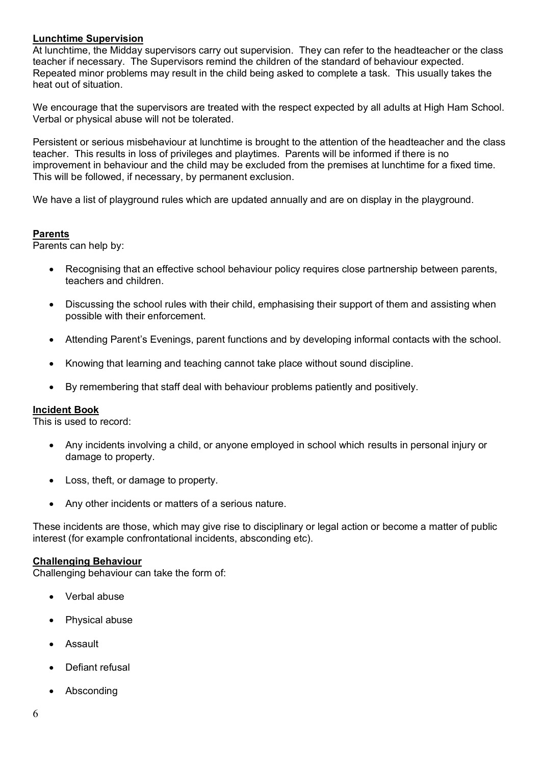**Lunchtime Supervision**

At lunchtime, the Midday supervisors carry out supervision. They can refer to the headteacher or the class teacher if necessary. The Supervisors remind the children of the standard of behaviour expected. Repeated minor problems may result in the child being asked to complete a task. This usually takes the heat out of situation.

We encourage that the supervisors are treated with the respect expected by all adults at High Ham School. Verbal or physical abuse will not be tolerated.

Persistent or serious misbehaviour at lunchtime is brought to the attention of the headteacher and the class teacher. This results in loss of privileges and playtimes. Parents will be informed if there is no improvement in behaviour and the child may be excluded from the premises at lunchtime for a fixed time. This will be followed, if necessary, by permanent exclusion.

We have a list of playground rules which are updated annually and are on display in the playground.

**Parents**

Parents can help by:

- Recognising that an effective school behaviour policy requires close partnership between parents, teachers and children.
- Discussing the school rules with their child, emphasising their support of them and assisting when possible with their enforcement.
- Attending Parent's Evenings, parent functions and by developing informal contacts with the school.
- Knowing that learning and teaching cannot take place without sound discipline.
- By remembering that staff deal with behaviour problems patiently and positively.

**Incident Book**

This is used to record:

- Any incidents involving a child, or anyone employed in school which results in personal injury or damage to property.
- Loss, theft, or damage to property.
- Any other incidents or matters of a serious nature.

These incidents are those, which may give rise to disciplinary or legal action or become a matter of public interest (for example confrontational incidents, absconding etc).

**Challenging Behaviour**

Challenging behaviour can take the form of:

- Verbal abuse
- Physical abuse
- Assault
- Defiant refusal
- Absconding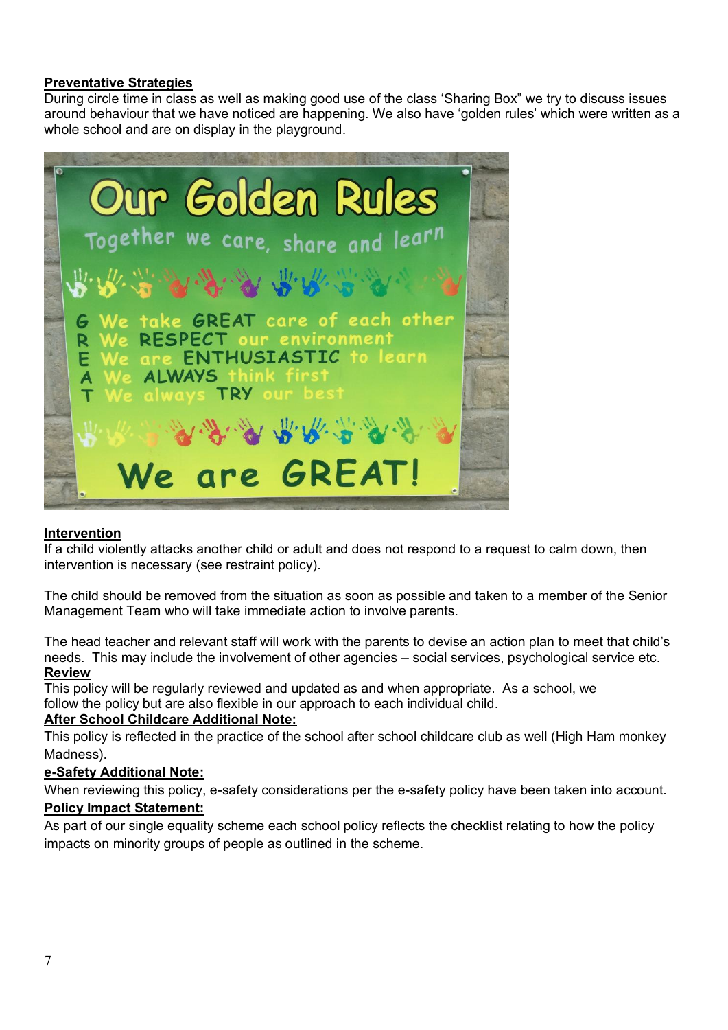**Preventative Strategies**

During circle time in class as well as making good use of the class 'Sharing Box" we try to discuss issues around behaviour that we have noticed are happening. We also have 'golden rules' which were written as a whole school and are on display in the playground.

**Intervention**

If a child violently attacks another child or adult and does not respond to a request to calm down, then intervention is necessary (see restraint policy).

The child should be removed from the situation as soon as possible and taken to a member of the Senior Management Team who will take immediate action to involve parents.

The head teacher and relevant staff will work with the parents to devise an action plan to meet that child's needs. This may include the involvement of other agencies – social services, psychological service etc.

**Review**

This policy will be regularly reviewed and updated as and when appropriate. As a school, we follow the policy but are also flexible in our approach to each individual child.

**After School Childcare Additional Note:**

This policy is reflected in the practice of the school after school childcare club as well (High Ham monkey Madness).

**e-Safety Additional Note:**

When reviewing this policy, e-safety considerations per the e-safety policy have been taken into account.

**Policy Impact Statement:**

As part of our single equality scheme each school policy reflects the checklist relating to how the policy impacts on minority groups of people as outlined in the scheme.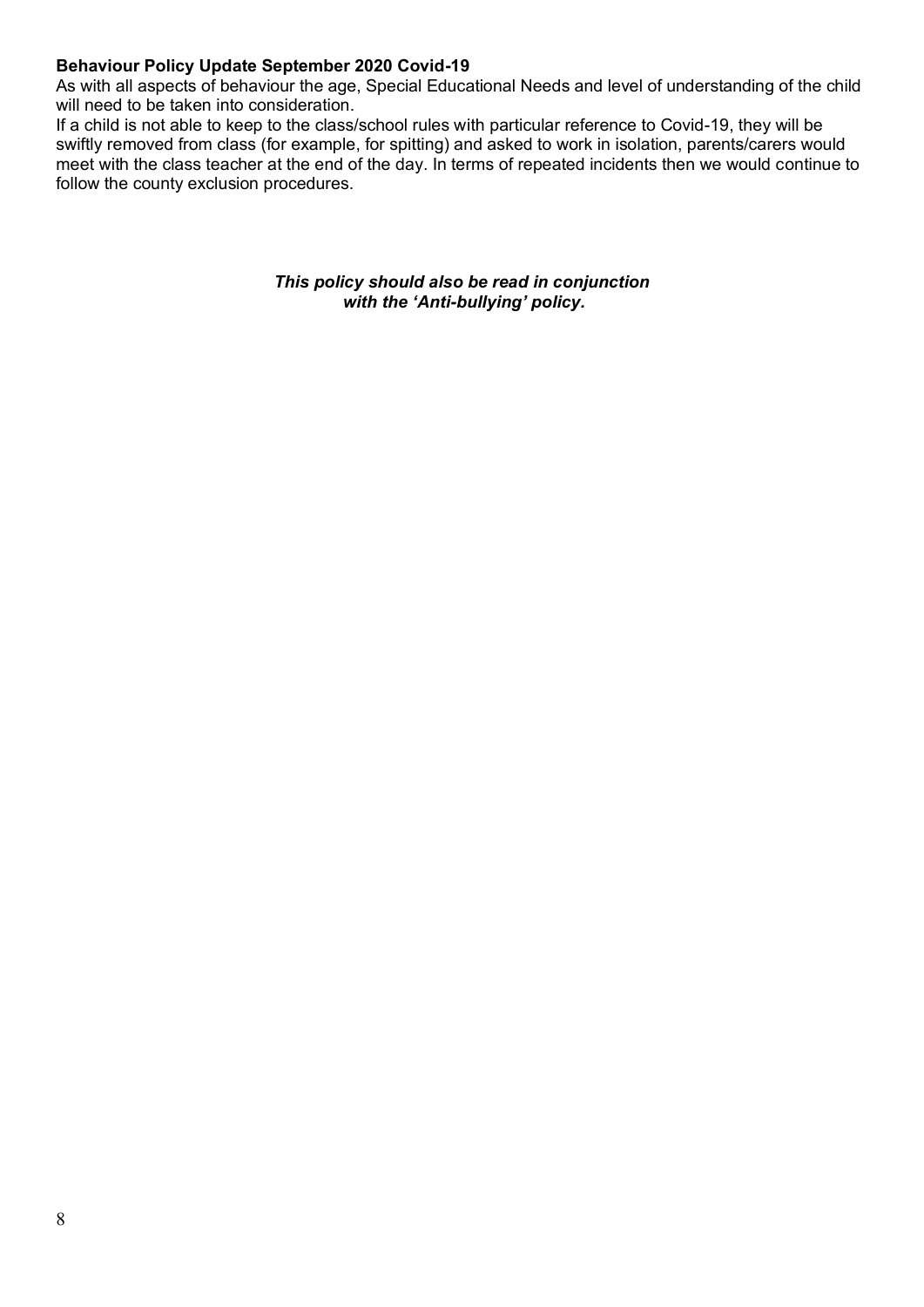**Behaviour Policy Update September 2020 Covid-19**

As with all aspects of behaviour the age, Special Educational Needs and level of understanding of the child will need to be taken into consideration.

If a child is not able to keep to the class/school rules with particular reference to Covid-19, they will be swiftly removed from class (for example, for spitting) and asked to work in isolation, parents/carers would meet with the class teacher at the end of the day. In terms of repeated incidents then we would continue to follow the county exclusion procedures.

***This policy should also be read in conjunction with the 'Anti-bullying' policy.***